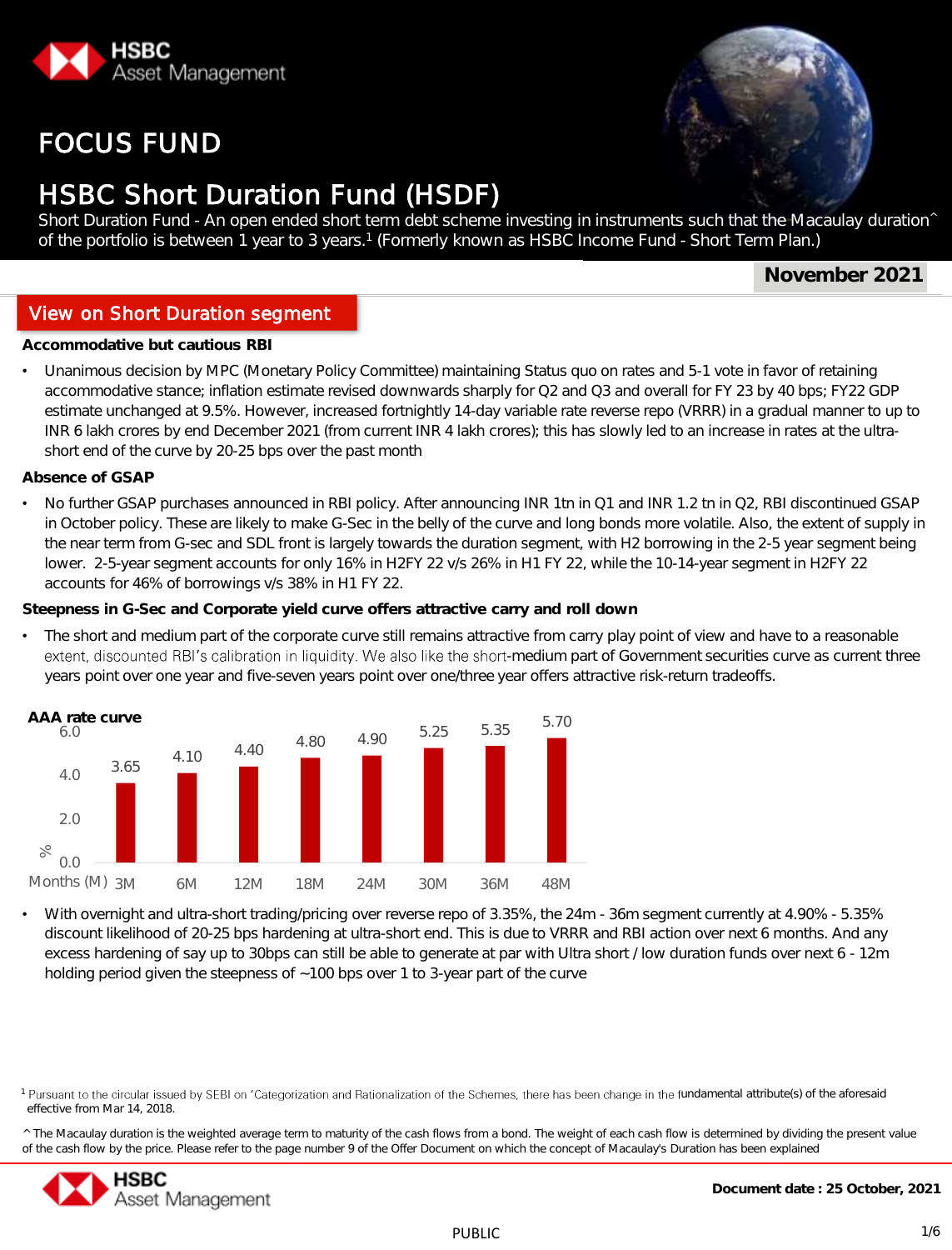HSBC Asset Management

# FOCUS FUND

# HSBC Short Duration Fund (HSDF)

Short Duration Fund - An open ended short term debt scheme investing in instruments such that the Macaulay duration^ of the portfolio is between 1 year to 3 years.[1] (Formerly known as HSBC Income Fund - Short Term Plan.)

**November 2021**

## View on Short Duration segment

**Accommodative but cautious RBI**

- Unanimous decision by MPC (Monetary Policy Committee) maintaining Status quo on rates and 5-1 vote in favor of retaining accommodative stance; inflation estimate revised downwards sharply for Q2 and Q3 and overall for FY 23 by 40 bps; FY22 GDP estimate unchanged at 9.5%. However, increased fortnightly 14-day variable rate reverse repo (VRRR) in a gradual manner to up to INR 6 lakh crores by end December 2021 (from current INR 4 lakh crores); this has slowly led to an increase in rates at the ultra-short end of the curve by 20-25 bps over the past month

**Absence of GSAP**

- No further GSAP purchases announced in RBI policy. After announcing INR 1tn in Q1 and INR 1.2 tn in Q2, RBI discontinued GSAP in October policy. These are likely to make G-Sec in the belly of the curve and long bonds more volatile. Also, the extent of supply in the near term from G-sec and SDL front is largely towards the duration segment, with H2 borrowing in the 2-5 year segment being lower. 2-5-year segment accounts for only 16% in H2FY 22 v/s 26% in H1 FY 22, while the 10-14-year segment in H2FY 22 accounts for 46% of borrowings v/s 38% in H1 FY 22.

**Steepness in G-Sec and Corporate yield curve offers attractive carry and roll down**

- The short and medium part of the corporate curve still remains attractive from carry play point of view and have to a reasonable extent, discounted RBI's calibration in liquidity. We also like the short-medium part of Government securities curve as current three years point over one year and five-seven years point over one/three year offers attractive risk-return tradeoffs.

**AAA rate curve**

6.0
4.0
2.0
0.0
%
Months (M)
3M 3.65
6M 4.10
12M 4.40
18M 4.80
24M 4.90
30M 5.25
36M 5.35
48M 5.70

- With overnight and ultra-short trading/pricing over reverse repo of 3.35%, the 24m - 36m segment currently at 4.90% - 5.35% discount likelihood of 20-25 bps hardening at ultra-short end. This is due to VRRR and RBI action over next 6 months. And any excess hardening of say up to 30bps can still be able to generate at par with Ultra short / low duration funds over next 6 - 12m holding period given the steepness of ~100 bps over 1 to 3-year part of the curve

[1] Pursuant to the circular issued by SEBI on 'Categorization and Rationalization of the Schemes, there has been change in the fundamental attribute(s) of the aforesaid effective from Mar 14, 2018.

^ The Macaulay duration is the weighted average term to maturity of the cash flows from a bond. The weight of each cash flow is determined by dividing the present value of the cash flow by the price. Please refer to the page number 9 of the Offer Document on which the concept of Macaulay's Duration has been explained

HSBC Asset Management

**Document date : 25 October, 2021**

PUBLIC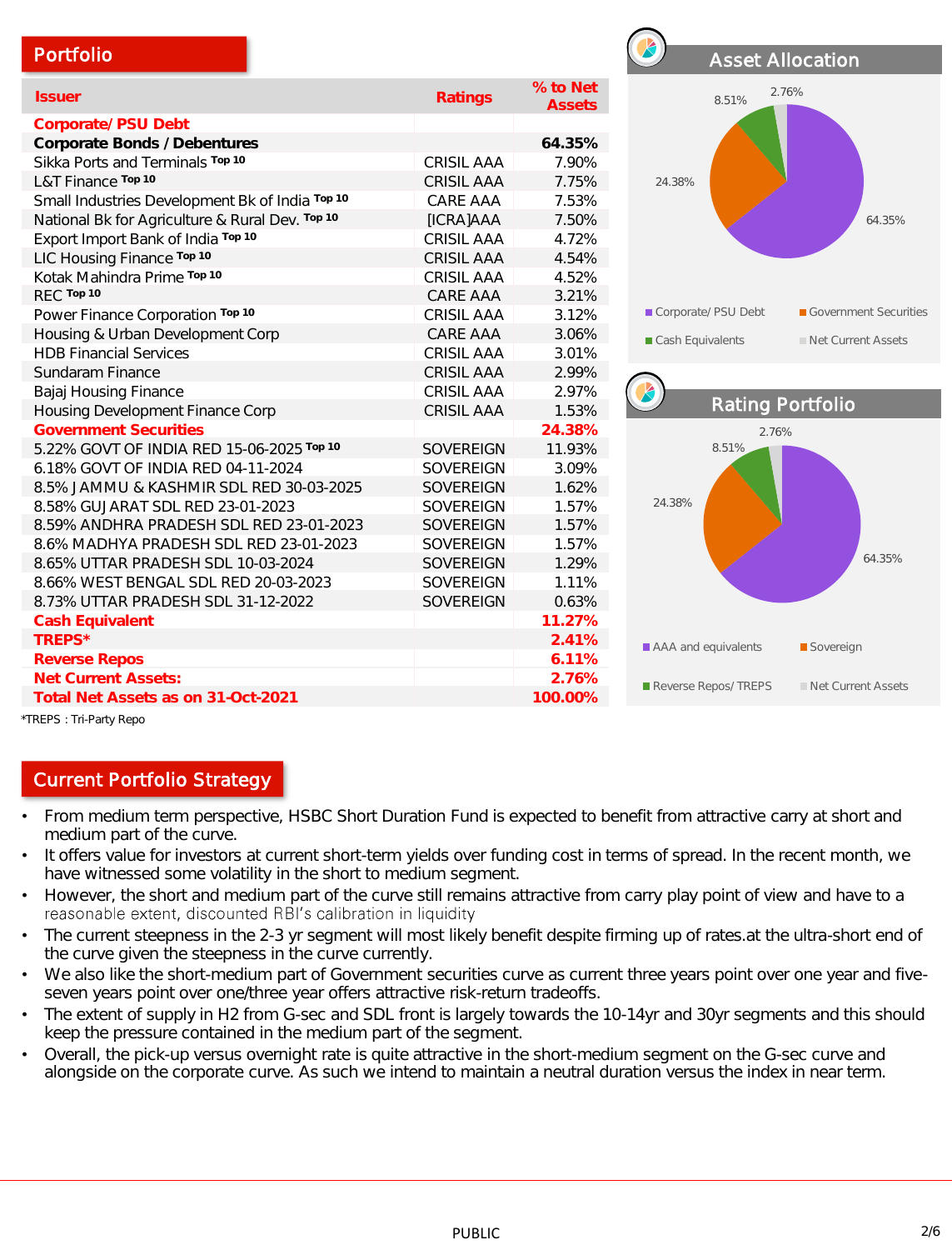## Portfolio

| Issuer | Ratings | % to Net Assets |
|---|---|---|
| **Corporate/ PSU Debt** | | |
| **Corporate Bonds / Debentures** | | **64.35%** |
| Sikka Ports and Terminals Top 10 | CRISIL AAA | 7.90% |
| L&T Finance Top 10 | CRISIL AAA | 7.75% |
| Small Industries Development Bk of India Top 10 | CARE AAA | 7.53% |
| National Bk for Agriculture & Rural Dev. Top 10 | [ICRA]AAA | 7.50% |
| Export Import Bank of India Top 10 | CRISIL AAA | 4.72% |
| LIC Housing Finance Top 10 | CRISIL AAA | 4.54% |
| Kotak Mahindra Prime Top 10 | CRISIL AAA | 4.52% |
| REC Top 10 | CARE AAA | 3.21% |
| Power Finance Corporation Top 10 | CRISIL AAA | 3.12% |
| Housing & Urban Development Corp | CARE AAA | 3.06% |
| HDB Financial Services | CRISIL AAA | 3.01% |
| Sundaram Finance | CRISIL AAA | 2.99% |
| Bajaj Housing Finance | CRISIL AAA | 2.97% |
| Housing Development Finance Corp | CRISIL AAA | 1.53% |
| **Government Securities** | | **24.38%** |
| 5.22% GOVT OF INDIA RED 15-06-2025 Top 10 | SOVEREIGN | 11.93% |
| 6.18% GOVT OF INDIA RED 04-11-2024 | SOVEREIGN | 3.09% |
| 8.5% JAMMU & KASHMIR SDL RED 30-03-2025 | SOVEREIGN | 1.62% |
| 8.58% GUJARAT SDL RED 23-01-2023 | SOVEREIGN | 1.57% |
| 8.59% ANDHRA PRADESH SDL RED 23-01-2023 | SOVEREIGN | 1.57% |
| 8.6% MADHYA PRADESH SDL RED 23-01-2023 | SOVEREIGN | 1.57% |
| 8.65% UTTAR PRADESH SDL 10-03-2024 | SOVEREIGN | 1.29% |
| 8.66% WEST BENGAL SDL RED 20-03-2023 | SOVEREIGN | 1.11% |
| 8.73% UTTAR PRADESH SDL 31-12-2022 | SOVEREIGN | 0.63% |
| **Cash Equivalent** | | **11.27%** |
| **TREPS*** | | **2.41%** |
| **Reverse Repos** | | **6.11%** |
| **Net Current Assets:** | | **2.76%** |
| **Total Net Assets as on 31-Oct-2021** | | **100.00%** |

*TREPS : Tri-Party Repo

## Asset Allocation

8.51%
2.76%
24.38%
64.35%

Corporate/ PSU Debt
Government Securities
Cash Equivalents
Net Current Assets

## Rating Portfolio

2.76%
8.51%
24.38%
64.35%

AAA and equivalents
Sovereign
Reverse Repos/ TREPS
Net Current Assets

## Current Portfolio Strategy

- From medium term perspective, HSBC Short Duration Fund is expected to benefit from attractive carry at short and medium part of the curve.
- It offers value for investors at current short-term yields over funding cost in terms of spread. In the recent month, we have witnessed some volatility in the short to medium segment.
- However, the short and medium part of the curve still remains attractive from carry play point of view and have to a reasonable extent, discounted RBI's calibration in liquidity
- The current steepness in the 2-3 yr segment will most likely benefit despite firming up of rates.at the ultra-short end of the curve given the steepness in the curve currently.
- We also like the short-medium part of Government securities curve as current three years point over one year and five-seven years point over one/three year offers attractive risk-return tradeoffs.
- The extent of supply in H2 from G-sec and SDL front is largely towards the 10-14yr and 30yr segments and this should keep the pressure contained in the medium part of the segment.
- Overall, the pick-up versus overnight rate is quite attractive in the short-medium segment on the G-sec curve and alongside on the corporate curve. As such we intend to maintain a neutral duration versus the index in near term.

PUBLIC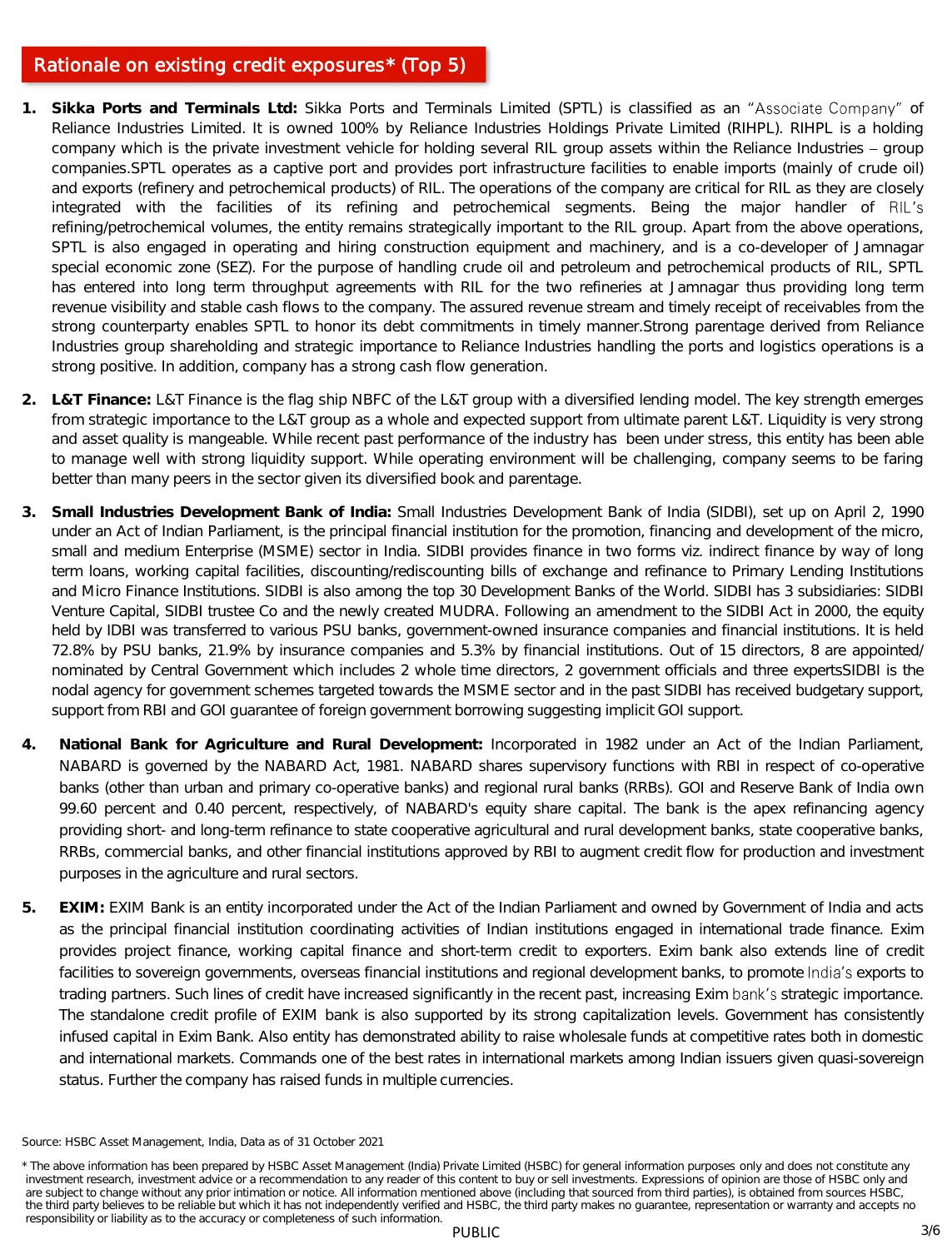## Rationale on existing credit exposures* (Top 5)

1. **Sikka Ports and Terminals Ltd:** Sikka Ports and Terminals Limited (SPTL) is classified as an "Associate Company" of Reliance Industries Limited. It is owned 100% by Reliance Industries Holdings Private Limited (RIHPL). RIHPL is a holding company which is the private investment vehicle for holding several RIL group assets within the Reliance Industries – group companies.SPTL operates as a captive port and provides port infrastructure facilities to enable imports (mainly of crude oil) and exports (refinery and petrochemical products) of RIL. The operations of the company are critical for RIL as they are closely integrated with the facilities of its refining and petrochemical segments. Being the major handler of RIL's refining/petrochemical volumes, the entity remains strategically important to the RIL group. Apart from the above operations, SPTL is also engaged in operating and hiring construction equipment and machinery, and is a co-developer of Jamnagar special economic zone (SEZ). For the purpose of handling crude oil and petroleum and petrochemical products of RIL, SPTL has entered into long term throughput agreements with RIL for the two refineries at Jamnagar thus providing long term revenue visibility and stable cash flows to the company. The assured revenue stream and timely receipt of receivables from the strong counterparty enables SPTL to honor its debt commitments in timely manner.Strong parentage derived from Reliance Industries group shareholding and strategic importance to Reliance Industries handling the ports and logistics operations is a strong positive. In addition, company has a strong cash flow generation.

2. **L&T Finance:** L&T Finance is the flag ship NBFC of the L&T group with a diversified lending model. The key strength emerges from strategic importance to the L&T group as a whole and expected support from ultimate parent L&T. Liquidity is very strong and asset quality is mangeable. While recent past performance of the industry has been under stress, this entity has been able to manage well with strong liquidity support. While operating environment will be challenging, company seems to be faring better than many peers in the sector given its diversified book and parentage.

3. **Small Industries Development Bank of India:** Small Industries Development Bank of India (SIDBI), set up on April 2, 1990 under an Act of Indian Parliament, is the principal financial institution for the promotion, financing and development of the micro, small and medium Enterprise (MSME) sector in India. SIDBI provides finance in two forms viz. indirect finance by way of long term loans, working capital facilities, discounting/rediscounting bills of exchange and refinance to Primary Lending Institutions and Micro Finance Institutions. SIDBI is also among the top 30 Development Banks of the World. SIDBI has 3 subsidiaries: SIDBI Venture Capital, SIDBI trustee Co and the newly created MUDRA. Following an amendment to the SIDBI Act in 2000, the equity held by IDBI was transferred to various PSU banks, government-owned insurance companies and financial institutions. It is held 72.8% by PSU banks, 21.9% by insurance companies and 5.3% by financial institutions. Out of 15 directors, 8 are appointed/ nominated by Central Government which includes 2 whole time directors, 2 government officials and three expertsSIDBI is the nodal agency for government schemes targeted towards the MSME sector and in the past SIDBI has received budgetary support, support from RBI and GOI guarantee of foreign government borrowing suggesting implicit GOI support.

4. **National Bank for Agriculture and Rural Development:** Incorporated in 1982 under an Act of the Indian Parliament, NABARD is governed by the NABARD Act, 1981. NABARD shares supervisory functions with RBI in respect of co-operative banks (other than urban and primary co-operative banks) and regional rural banks (RRBs). GOI and Reserve Bank of India own 99.60 percent and 0.40 percent, respectively, of NABARD's equity share capital. The bank is the apex refinancing agency providing short- and long-term refinance to state cooperative agricultural and rural development banks, state cooperative banks, RRBs, commercial banks, and other financial institutions approved by RBI to augment credit flow for production and investment purposes in the agriculture and rural sectors.

5. **EXIM:** EXIM Bank is an entity incorporated under the Act of the Indian Parliament and owned by Government of India and acts as the principal financial institution coordinating activities of Indian institutions engaged in international trade finance. Exim provides project finance, working capital finance and short-term credit to exporters. Exim bank also extends line of credit facilities to sovereign governments, overseas financial institutions and regional development banks, to promote India's exports to trading partners. Such lines of credit have increased significantly in the recent past, increasing Exim bank's strategic importance. The standalone credit profile of EXIM bank is also supported by its strong capitalization levels. Government has consistently infused capital in Exim Bank. Also entity has demonstrated ability to raise wholesale funds at competitive rates both in domestic and international markets. Commands one of the best rates in international markets among Indian issuers given quasi-sovereign status. Further the company has raised funds in multiple currencies.

Source: HSBC Asset Management, India, Data as of 31 October 2021

* The above information has been prepared by HSBC Asset Management (India) Private Limited (HSBC) for general information purposes only and does not constitute any investment research, investment advice or a recommendation to any reader of this content to buy or sell investments. Expressions of opinion are those of HSBC only and are subject to change without any prior intimation or notice. All information mentioned above (including that sourced from third parties), is obtained from sources HSBC, the third party believes to be reliable but which it has not independently verified and HSBC, the third party makes no guarantee, representation or warranty and accepts no responsibility or liability as to the accuracy or completeness of such information.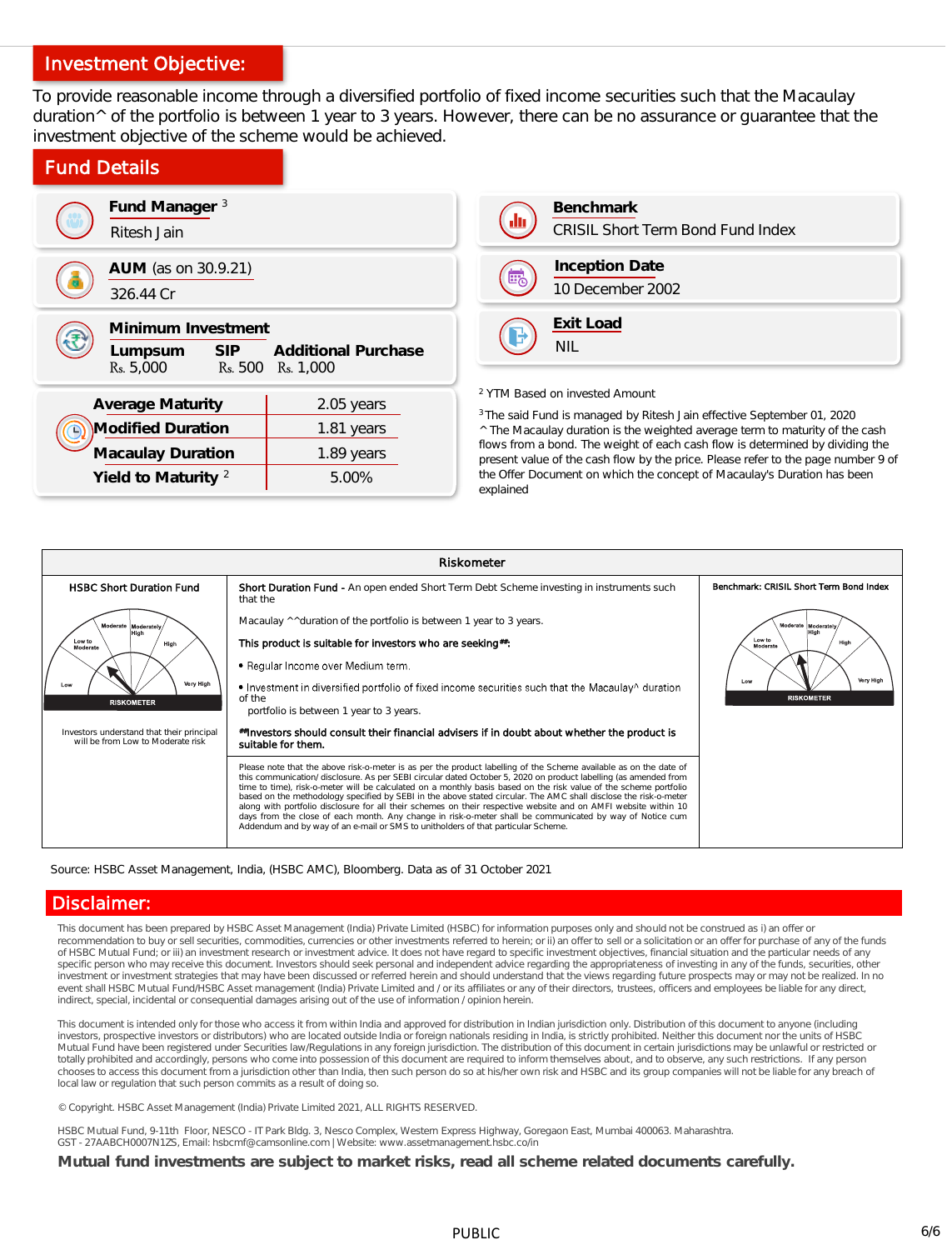## Investment Objective:

To provide reasonable income through a diversified portfolio of fixed income securities such that the Macaulay duration^ of the portfolio is between 1 year to 3 years. However, there can be no assurance or guarantee that the investment objective of the scheme would be achieved.

## Fund Details

**Fund Manager** [3]
Ritesh Jain

**AUM** (as on 30.9.21)
326.44 Cr

**Minimum Investment**

| Lumpsum | SIP | Additional Purchase |
|---|---|---|
| Rs. 5,000 | Rs. 500 | Rs. 1,000 |

| | |
|---|---|
| Average Maturity | 2.05 years |
| Modified Duration | 1.81 years |
| Macaulay Duration | 1.89 years |
| Yield to Maturity [2] | 5.00% |

**Benchmark**
CRISIL Short Term Bond Fund Index

**Inception Date**
10 December 2002

**Exit Load**
NIL

[2] YTM Based on invested Amount

[3] The said Fund is managed by Ritesh Jain effective September 01, 2020

^ The Macaulay duration is the weighted average term to maturity of the cash flows from a bond. The weight of each cash flow is determined by dividing the present value of the cash flow by the price. Please refer to the page number 9 of the Offer Document on which the concept of Macaulay's Duration has been explained

### Riskometer

**HSBC Short Duration Fund**

Low, Low to Moderate, Moderate, Moderately High, High, Very High
RISKOMETER

Investors understand that their principal will be from Low to Moderate risk

**Short Duration Fund -** An open ended Short Term Debt Scheme investing in instruments such that the Macaulay ^^duration of the portfolio is between 1 year to 3 years.

This product is suitable for investors who are seeking##:

- Regular Income over Medium term.
- Investment in diversified portfolio of fixed income securities such that the Macaulay^ duration of the portfolio is between 1 year to 3 years.

**##Investors should consult their financial advisers if in doubt about whether the product is suitable for them.**

Please note that the above risk-o-meter is as per the product labelling of the Scheme available as on the date of this communication/ disclosure. As per SEBI circular dated October 5, 2020 on product labelling (as amended from time to time), risk-o-meter will be calculated on a monthly basis based on the risk value of the scheme portfolio based on the methodology specified by SEBI in the above stated circular. The AMC shall disclose the risk-o-meter along with portfolio disclosure for all their schemes on their respective website and on AMFI website within 10 days from the close of each month. Any change in risk-o-meter shall be communicated by way of Notice cum Addendum and by way of an e-mail or SMS to unitholders of that particular Scheme.

**Benchmark: CRISIL Short Term Bond Index**

Low, Low to Moderate, Moderate, Moderately High, High, Very High
RISKOMETER

Source: HSBC Asset Management, India, (HSBC AMC), Bloomberg. Data as of 31 October 2021

## Disclaimer:

This document has been prepared by HSBC Asset Management (India) Private Limited (HSBC) for information purposes only and should not be construed as i) an offer or recommendation to buy or sell securities, commodities, currencies or other investments referred to herein; or ii) an offer to sell or a solicitation or an offer for purchase of any of the funds of HSBC Mutual Fund; or iii) an investment research or investment advice. It does not have regard to specific investment objectives, financial situation and the particular needs of any specific person who may receive this document. Investors should seek personal and independent advice regarding the appropriateness of investing in any of the funds, securities, other investment or investment strategies that may have been discussed or referred herein and should understand that the views regarding future prospects may or may not be realized. In no event shall HSBC Mutual Fund/HSBC Asset management (India) Private Limited and / or its affiliates or any of their directors, trustees, officers and employees be liable for any direct, indirect, special, incidental or consequential damages arising out of the use of information / opinion herein.

This document is intended only for those who access it from within India and approved for distribution in Indian jurisdiction only. Distribution of this document to anyone (including investors, prospective investors or distributors) who are located outside India or foreign nationals residing in India, is strictly prohibited. Neither this document nor the units of HSBC Mutual Fund have been registered under Securities law/Regulations in any foreign jurisdiction. The distribution of this document in certain jurisdictions may be unlawful or restricted or totally prohibited and accordingly, persons who come into possession of this document are required to inform themselves about, and to observe, any such restrictions. If any person chooses to access this document from a jurisdiction other than India, then such person do so at his/her own risk and HSBC and its group companies will not be liable for any breach of local law or regulation that such person commits as a result of doing so.

© Copyright. HSBC Asset Management (India) Private Limited 2021, ALL RIGHTS RESERVED.

HSBC Mutual Fund, 9-11th Floor, NESCO - IT Park Bldg. 3, Nesco Complex, Western Express Highway, Goregaon East, Mumbai 400063. Maharashtra.
GST - 27AABCH0007N1ZS, Email: hsbcmf@camsonline.com | Website: www.assetmanagement.hsbc.co/in

**Mutual fund investments are subject to market risks, read all scheme related documents carefully.**

PUBLIC